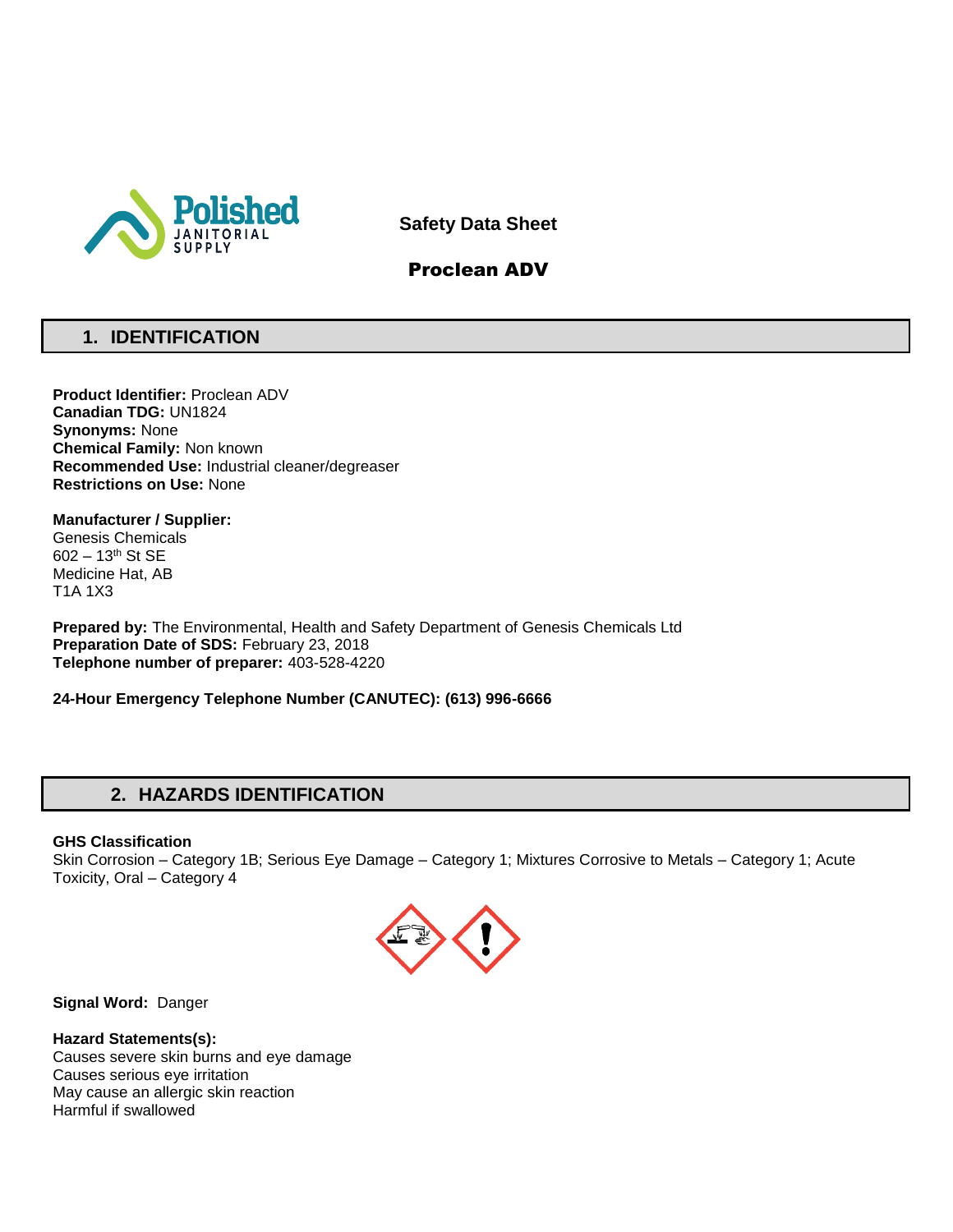# Safety Data Sheet

# Proclean ADV

## 1. IDENTIFICATION

**Product Identifier:** Proclean ADV
**Canadian TDG:** UN1824
**Synonyms:** None
**Chemical Family:** Non known
**Recommended Use:** Industrial cleaner/degreaser
**Restrictions on Use:** None

**Manufacturer / Supplier:**
Genesis Chemicals
602 – 13th St SE
Medicine Hat, AB
T1A 1X3

**Prepared by:** The Environmental, Health and Safety Department of Genesis Chemicals Ltd
**Preparation Date of SDS:** February 23, 2018
**Telephone number of preparer:** 403-528-4220

**24-Hour Emergency Telephone Number (CANUTEC): (613) 996-6666**

## 2. HAZARDS IDENTIFICATION

**GHS Classification**
Skin Corrosion – Category 1B; Serious Eye Damage – Category 1; Mixtures Corrosive to Metals – Category 1; Acute Toxicity, Oral – Category 4

**Signal Word:** Danger

**Hazard Statements(s):**
Causes severe skin burns and eye damage
Causes serious eye irritation
May cause an allergic skin reaction
Harmful if swallowed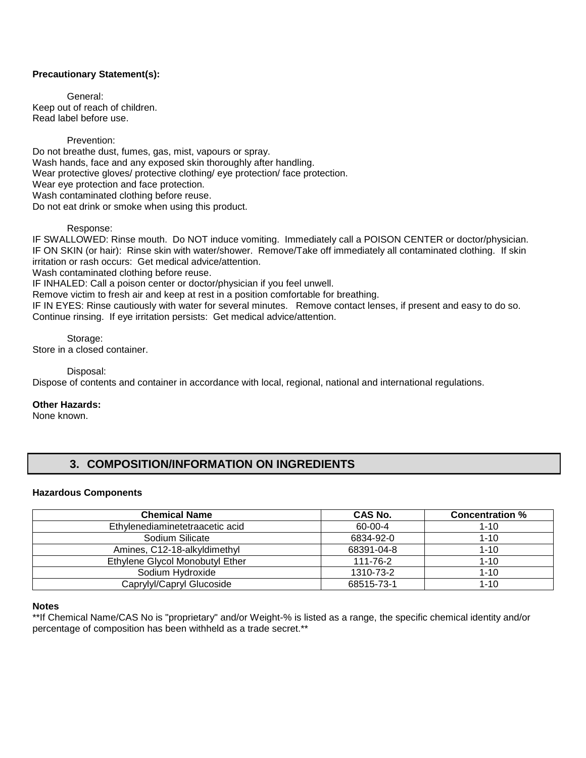**Precautionary Statement(s):**

General:
Keep out of reach of children.
Read label before use.

Prevention:
Do not breathe dust, fumes, gas, mist, vapours or spray.
Wash hands, face and any exposed skin thoroughly after handling.
Wear protective gloves/ protective clothing/ eye protection/ face protection.
Wear eye protection and face protection.
Wash contaminated clothing before reuse.
Do not eat drink or smoke when using this product.

Response:
IF SWALLOWED: Rinse mouth. Do NOT induce vomiting. Immediately call a POISON CENTER or doctor/physician.
IF ON SKIN (or hair): Rinse skin with water/shower. Remove/Take off immediately all contaminated clothing. If skin irritation or rash occurs: Get medical advice/attention.
Wash contaminated clothing before reuse.
IF INHALED: Call a poison center or doctor/physician if you feel unwell.
Remove victim to fresh air and keep at rest in a position comfortable for breathing.
IF IN EYES: Rinse cautiously with water for several minutes. Remove contact lenses, if present and easy to do so. Continue rinsing. If eye irritation persists: Get medical advice/attention.

Storage:
Store in a closed container.

Disposal:
Dispose of contents and container in accordance with local, regional, national and international regulations.

**Other Hazards:**
None known.

## 3. COMPOSITION/INFORMATION ON INGREDIENTS

**Hazardous Components**

| Chemical Name | CAS No. | Concentration % |
|---|---|---|
| Ethylenediaminetetraacetic acid | 60-00-4 | 1-10 |
| Sodium Silicate | 6834-92-0 | 1-10 |
| Amines, C12-18-alkyldimethyl | 68391-04-8 | 1-10 |
| Ethylene Glycol Monobutyl Ether | 111-76-2 | 1-10 |
| Sodium Hydroxide | 1310-73-2 | 1-10 |
| Caprylyl/Capryl Glucoside | 68515-73-1 | 1-10 |

**Notes**
**If Chemical Name/CAS No is "proprietary" and/or Weight-% is listed as a range, the specific chemical identity and/or percentage of composition has been withheld as a trade secret.**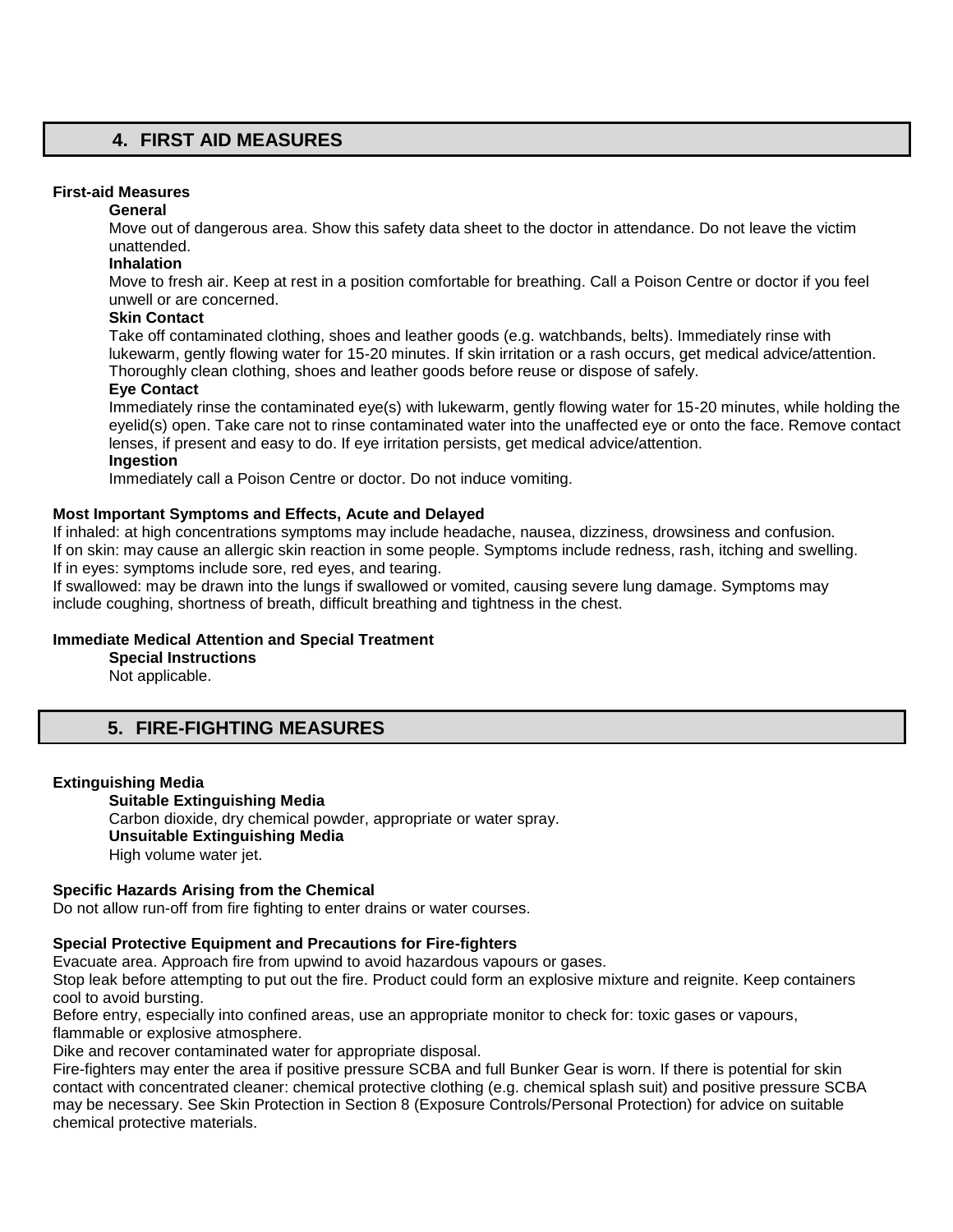## 4. FIRST AID MEASURES

**First-aid Measures**

**General**

Move out of dangerous area. Show this safety data sheet to the doctor in attendance. Do not leave the victim unattended.

**Inhalation**

Move to fresh air. Keep at rest in a position comfortable for breathing. Call a Poison Centre or doctor if you feel unwell or are concerned.

**Skin Contact**

Take off contaminated clothing, shoes and leather goods (e.g. watchbands, belts). Immediately rinse with lukewarm, gently flowing water for 15-20 minutes. If skin irritation or a rash occurs, get medical advice/attention. Thoroughly clean clothing, shoes and leather goods before reuse or dispose of safely.

**Eye Contact**

Immediately rinse the contaminated eye(s) with lukewarm, gently flowing water for 15-20 minutes, while holding the eyelid(s) open. Take care not to rinse contaminated water into the unaffected eye or onto the face. Remove contact lenses, if present and easy to do. If eye irritation persists, get medical advice/attention.

**Ingestion**

Immediately call a Poison Centre or doctor. Do not induce vomiting.

**Most Important Symptoms and Effects, Acute and Delayed**

If inhaled: at high concentrations symptoms may include headache, nausea, dizziness, drowsiness and confusion.
If on skin: may cause an allergic skin reaction in some people. Symptoms include redness, rash, itching and swelling.
If in eyes: symptoms include sore, red eyes, and tearing.
If swallowed: may be drawn into the lungs if swallowed or vomited, causing severe lung damage. Symptoms may include coughing, shortness of breath, difficult breathing and tightness in the chest.

**Immediate Medical Attention and Special Treatment**

**Special Instructions**

Not applicable.

## 5. FIRE-FIGHTING MEASURES

**Extinguishing Media**

**Suitable Extinguishing Media**

Carbon dioxide, dry chemical powder, appropriate or water spray.

**Unsuitable Extinguishing Media**

High volume water jet.

**Specific Hazards Arising from the Chemical**

Do not allow run-off from fire fighting to enter drains or water courses.

**Special Protective Equipment and Precautions for Fire-fighters**

Evacuate area. Approach fire from upwind to avoid hazardous vapours or gases.
Stop leak before attempting to put out the fire. Product could form an explosive mixture and reignite. Keep containers cool to avoid bursting.
Before entry, especially into confined areas, use an appropriate monitor to check for: toxic gases or vapours, flammable or explosive atmosphere.
Dike and recover contaminated water for appropriate disposal.
Fire-fighters may enter the area if positive pressure SCBA and full Bunker Gear is worn. If there is potential for skin contact with concentrated cleaner: chemical protective clothing (e.g. chemical splash suit) and positive pressure SCBA may be necessary. See Skin Protection in Section 8 (Exposure Controls/Personal Protection) for advice on suitable chemical protective materials.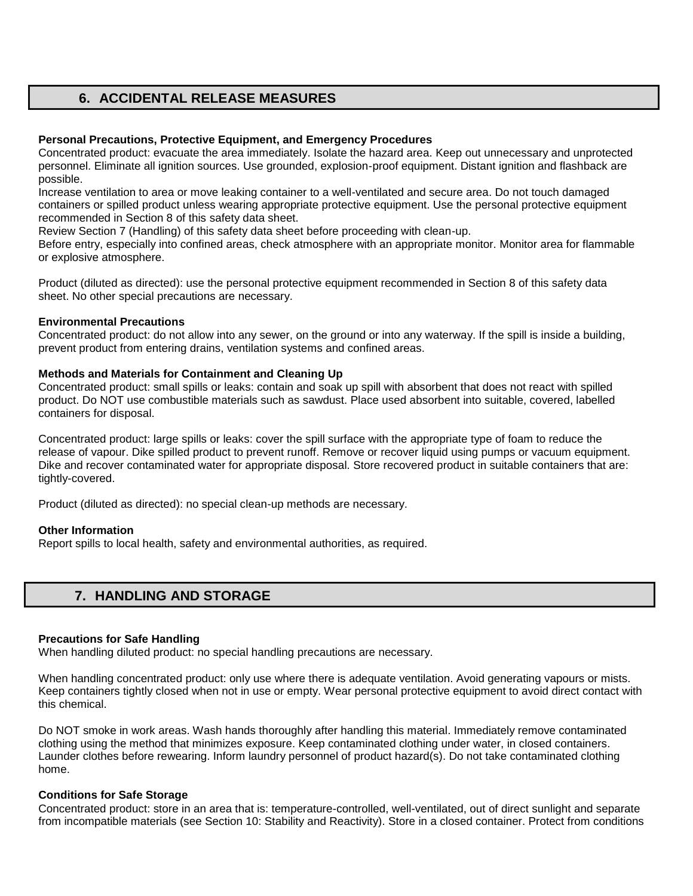## 6. ACCIDENTAL RELEASE MEASURES

**Personal Precautions, Protective Equipment, and Emergency Procedures**

Concentrated product: evacuate the area immediately. Isolate the hazard area. Keep out unnecessary and unprotected personnel. Eliminate all ignition sources. Use grounded, explosion-proof equipment. Distant ignition and flashback are possible.

Increase ventilation to area or move leaking container to a well-ventilated and secure area. Do not touch damaged containers or spilled product unless wearing appropriate protective equipment. Use the personal protective equipment recommended in Section 8 of this safety data sheet.

Review Section 7 (Handling) of this safety data sheet before proceeding with clean-up.

Before entry, especially into confined areas, check atmosphere with an appropriate monitor. Monitor area for flammable or explosive atmosphere.

Product (diluted as directed): use the personal protective equipment recommended in Section 8 of this safety data sheet. No other special precautions are necessary.

**Environmental Precautions**

Concentrated product: do not allow into any sewer, on the ground or into any waterway. If the spill is inside a building, prevent product from entering drains, ventilation systems and confined areas.

**Methods and Materials for Containment and Cleaning Up**

Concentrated product: small spills or leaks: contain and soak up spill with absorbent that does not react with spilled product. Do NOT use combustible materials such as sawdust. Place used absorbent into suitable, covered, labelled containers for disposal.

Concentrated product: large spills or leaks: cover the spill surface with the appropriate type of foam to reduce the release of vapour. Dike spilled product to prevent runoff. Remove or recover liquid using pumps or vacuum equipment. Dike and recover contaminated water for appropriate disposal. Store recovered product in suitable containers that are: tightly-covered.

Product (diluted as directed): no special clean-up methods are necessary.

**Other Information**

Report spills to local health, safety and environmental authorities, as required.

## 7. HANDLING AND STORAGE

**Precautions for Safe Handling**

When handling diluted product: no special handling precautions are necessary.

When handling concentrated product: only use where there is adequate ventilation. Avoid generating vapours or mists. Keep containers tightly closed when not in use or empty. Wear personal protective equipment to avoid direct contact with this chemical.

Do NOT smoke in work areas. Wash hands thoroughly after handling this material. Immediately remove contaminated clothing using the method that minimizes exposure. Keep contaminated clothing under water, in closed containers. Launder clothes before rewearing. Inform laundry personnel of product hazard(s). Do not take contaminated clothing home.

**Conditions for Safe Storage**

Concentrated product: store in an area that is: temperature-controlled, well-ventilated, out of direct sunlight and separate from incompatible materials (see Section 10: Stability and Reactivity). Store in a closed container. Protect from conditions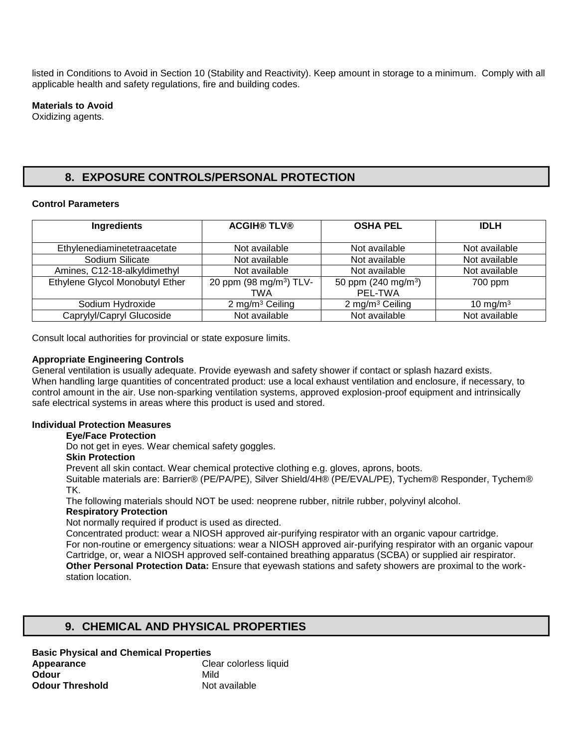listed in Conditions to Avoid in Section 10 (Stability and Reactivity). Keep amount in storage to a minimum. Comply with all applicable health and safety regulations, fire and building codes.

**Materials to Avoid**
Oxidizing agents.

## 8. EXPOSURE CONTROLS/PERSONAL PROTECTION

**Control Parameters**

| Ingredients | ACGIH® TLV® | OSHA PEL | IDLH |
|---|---|---|---|
| Ethylenediaminetetraacetate | Not available | Not available | Not available |
| Sodium Silicate | Not available | Not available | Not available |
| Amines, C12-18-alkyldimethyl | Not available | Not available | Not available |
| Ethylene Glycol Monobutyl Ether | 20 ppm (98 mg/m$^3$) TLV-TWA | 50 ppm (240 mg/m$^3$) PEL-TWA | 700 ppm |
| Sodium Hydroxide | 2 mg/m$^3$ Ceiling | 2 mg/m$^3$ Ceiling | 10 mg/m$^3$ |
| Caprylyl/Capryl Glucoside | Not available | Not available | Not available |

Consult local authorities for provincial or state exposure limits.

**Appropriate Engineering Controls**
General ventilation is usually adequate. Provide eyewash and safety shower if contact or splash hazard exists. When handling large quantities of concentrated product: use a local exhaust ventilation and enclosure, if necessary, to control amount in the air. Use non-sparking ventilation systems, approved explosion-proof equipment and intrinsically safe electrical systems in areas where this product is used and stored.

**Individual Protection Measures**

**Eye/Face Protection**
Do not get in eyes. Wear chemical safety goggles.

**Skin Protection**
Prevent all skin contact. Wear chemical protective clothing e.g. gloves, aprons, boots.
Suitable materials are: Barrier® (PE/PA/PE), Silver Shield/4H® (PE/EVAL/PE), Tychem® Responder, Tychem® TK.
The following materials should NOT be used: neoprene rubber, nitrile rubber, polyvinyl alcohol.

**Respiratory Protection**
Not normally required if product is used as directed.
Concentrated product: wear a NIOSH approved air-purifying respirator with an organic vapour cartridge.
For non-routine or emergency situations: wear a NIOSH approved air-purifying respirator with an organic vapour Cartridge, or, wear a NIOSH approved self-contained breathing apparatus (SCBA) or supplied air respirator.

**Other Personal Protection Data:** Ensure that eyewash stations and safety showers are proximal to the work-station location.

## 9. CHEMICAL AND PHYSICAL PROPERTIES

**Basic Physical and Chemical Properties**

| | |
|---|---|
| **Appearance** | Clear colorless liquid |
| **Odour** | Mild |
| **Odour Threshold** | Not available |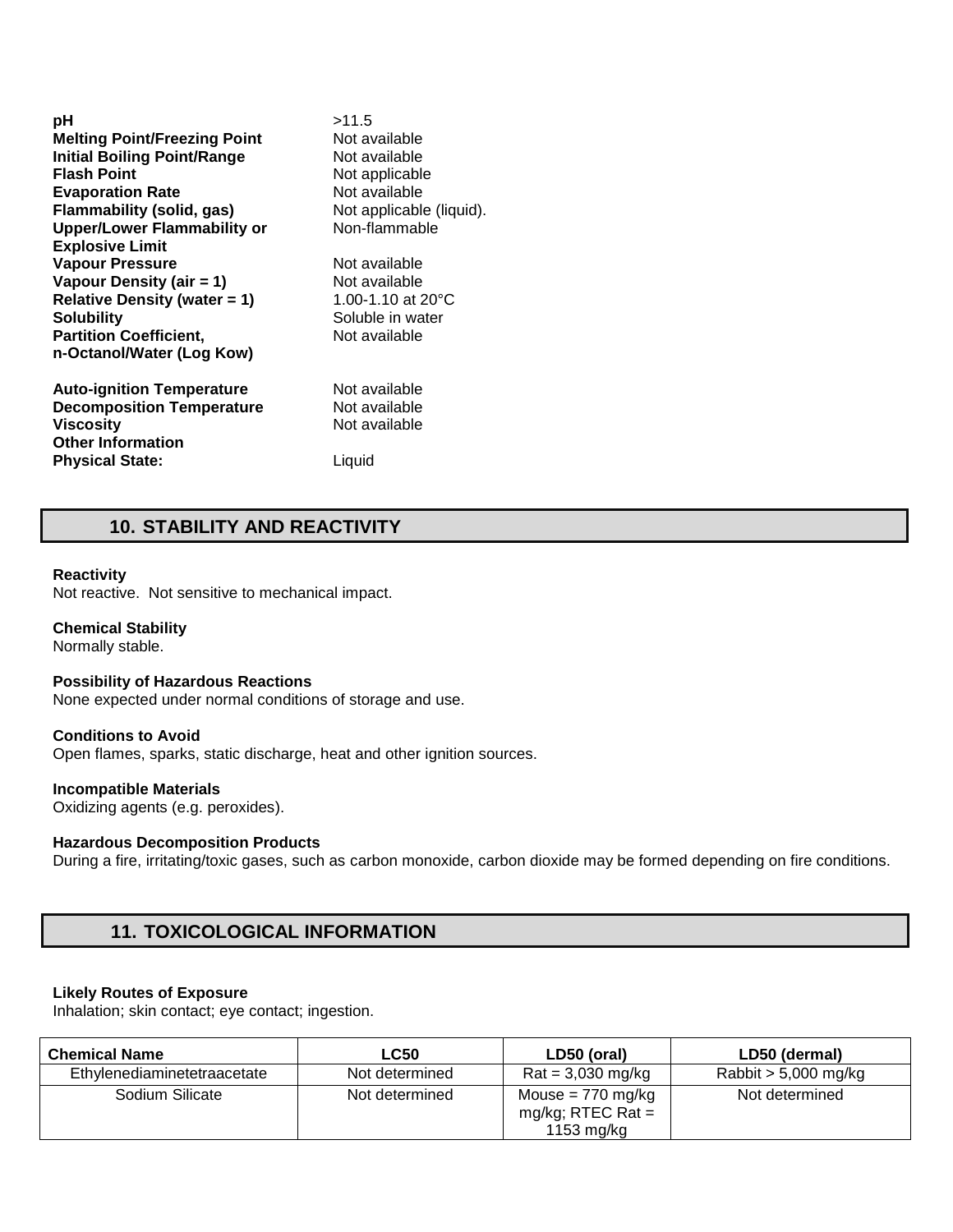| | |
|---|---|
| **pH** | >11.5 |
| **Melting Point/Freezing Point** | Not available |
| **Initial Boiling Point/Range** | Not available |
| **Flash Point** | Not applicable |
| **Evaporation Rate** | Not available |
| **Flammability (solid, gas)** | Not applicable (liquid). |
| **Upper/Lower Flammability or Explosive Limit** | Non-flammable |
| **Vapour Pressure** | Not available |
| **Vapour Density (air = 1)** | Not available |
| **Relative Density (water = 1)** | 1.00-1.10 at 20°C |
| **Solubility** | Soluble in water |
| **Partition Coefficient, n-Octanol/Water (Log Kow)** | Not available |
| **Auto-ignition Temperature** | Not available |
| **Decomposition Temperature** | Not available |
| **Viscosity** | Not available |
| **Other Information** | |
| **Physical State:** | Liquid |

## 10. STABILITY AND REACTIVITY

**Reactivity**
Not reactive. Not sensitive to mechanical impact.

**Chemical Stability**
Normally stable.

**Possibility of Hazardous Reactions**
None expected under normal conditions of storage and use.

**Conditions to Avoid**
Open flames, sparks, static discharge, heat and other ignition sources.

**Incompatible Materials**
Oxidizing agents (e.g. peroxides).

**Hazardous Decomposition Products**
During a fire, irritating/toxic gases, such as carbon monoxide, carbon dioxide may be formed depending on fire conditions.

## 11. TOXICOLOGICAL INFORMATION

**Likely Routes of Exposure**
Inhalation; skin contact; eye contact; ingestion.

| Chemical Name | LC50 | LD50 (oral) | LD50 (dermal) |
|---|---|---|---|
| Ethylenediaminetetraacetate | Not determined | Rat = 3,030 mg/kg | Rabbit > 5,000 mg/kg |
| Sodium Silicate | Not determined | Mouse = 770 mg/kg mg/kg; RTEC Rat = 1153 mg/kg | Not determined |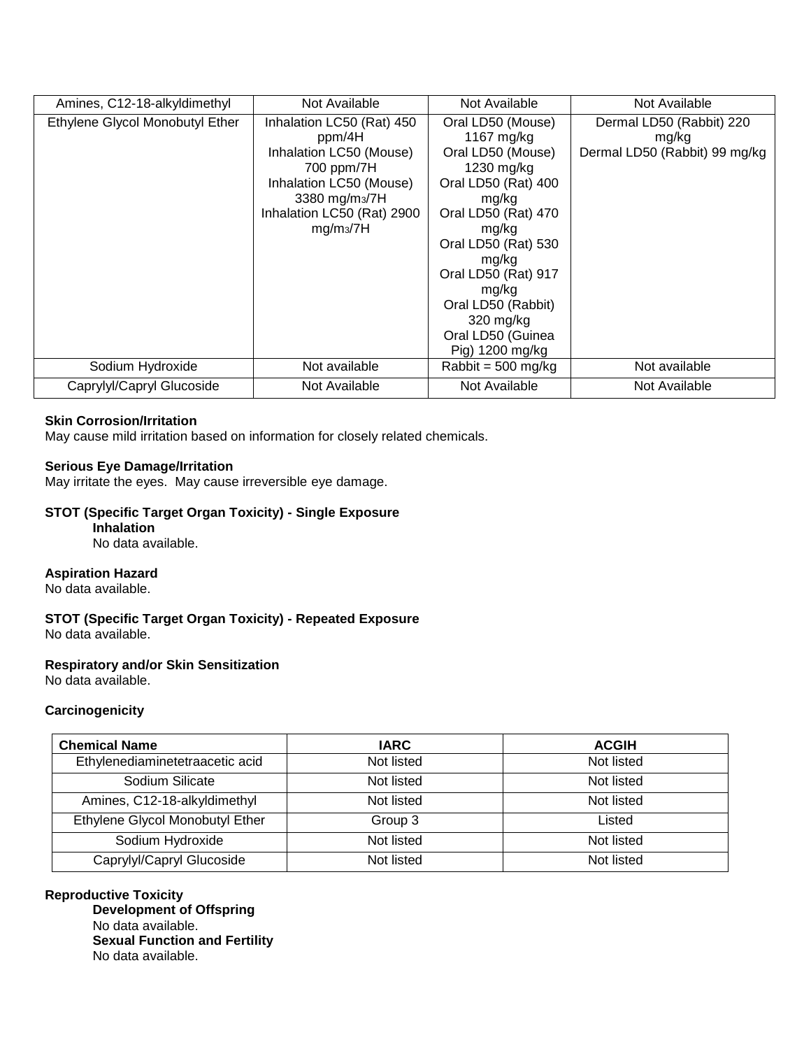| | | | |
|---|---|---|---|
| Amines, C12-18-alkyldimethyl | Not Available | Not Available | Not Available |
| Ethylene Glycol Monobutyl Ether | Inhalation LC50 (Rat) 450 ppm/4H<br>Inhalation LC50 (Mouse) 700 ppm/7H<br>Inhalation LC50 (Mouse) 3380 mg/m3/7H<br>Inhalation LC50 (Rat) 2900 mg/m3/7H | Oral LD50 (Mouse) 1167 mg/kg<br>Oral LD50 (Mouse) 1230 mg/kg<br>Oral LD50 (Rat) 400 mg/kg<br>Oral LD50 (Rat) 470 mg/kg<br>Oral LD50 (Rat) 530 mg/kg<br>Oral LD50 (Rat) 917 mg/kg<br>Oral LD50 (Rabbit) 320 mg/kg<br>Oral LD50 (Guinea Pig) 1200 mg/kg | Dermal LD50 (Rabbit) 220 mg/kg<br>Dermal LD50 (Rabbit) 99 mg/kg |
| Sodium Hydroxide | Not available | Rabbit = 500 mg/kg | Not available |
| Caprylyl/Capryl Glucoside | Not Available | Not Available | Not Available |

**Skin Corrosion/Irritation**
May cause mild irritation based on information for closely related chemicals.

**Serious Eye Damage/Irritation**
May irritate the eyes. May cause irreversible eye damage.

**STOT (Specific Target Organ Toxicity) - Single Exposure**

**Inhalation**
No data available.

**Aspiration Hazard**
No data available.

**STOT (Specific Target Organ Toxicity) - Repeated Exposure**
No data available.

**Respiratory and/or Skin Sensitization**
No data available.

**Carcinogenicity**

| Chemical Name | IARC | ACGIH |
|---|---|---|
| Ethylenediaminetetraacetic acid | Not listed | Not listed |
| Sodium Silicate | Not listed | Not listed |
| Amines, C12-18-alkyldimethyl | Not listed | Not listed |
| Ethylene Glycol Monobutyl Ether | Group 3 | Listed |
| Sodium Hydroxide | Not listed | Not listed |
| Caprylyl/Capryl Glucoside | Not listed | Not listed |

**Reproductive Toxicity**

**Development of Offspring**
No data available.

**Sexual Function and Fertility**
No data available.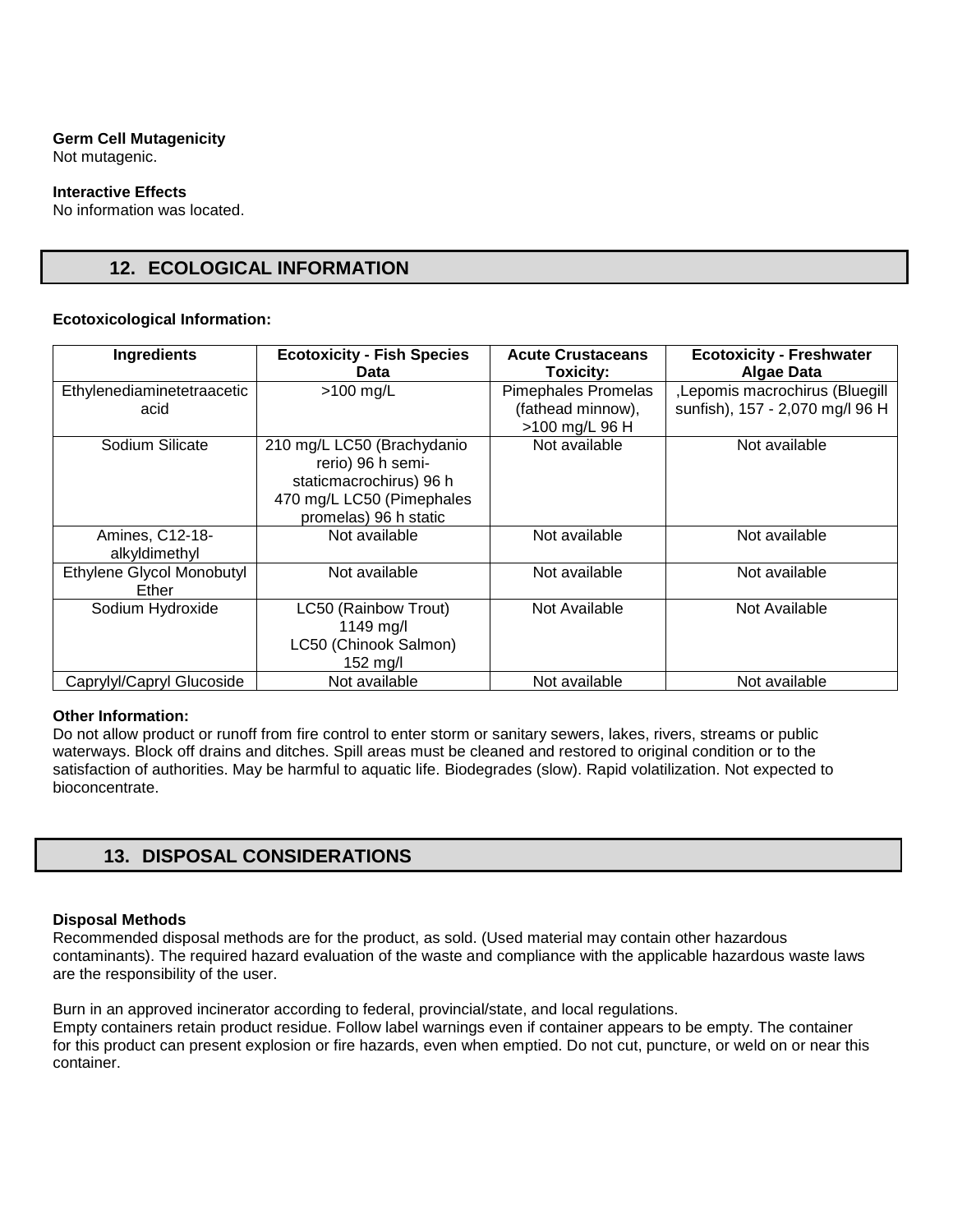**Germ Cell Mutagenicity**
Not mutagenic.

**Interactive Effects**
No information was located.

## 12. ECOLOGICAL INFORMATION

**Ecotoxicological Information:**

| Ingredients | Ecotoxicity - Fish Species Data | Acute Crustaceans Toxicity: | Ecotoxicity - Freshwater Algae Data |
|---|---|---|---|
| Ethylenediaminetetraacetic acid | >100 mg/L | Pimephales Promelas (fathead minnow), >100 mg/L 96 H | ,Lepomis macrochirus (Bluegill sunfish), 157 - 2,070 mg/l 96 H |
| Sodium Silicate | 210 mg/L LC50 (Brachydanio rerio) 96 h semi-staticmacrochirus) 96 h 470 mg/L LC50 (Pimephales promelas) 96 h static | Not available | Not available |
| Amines, C12-18-alkyldimethyl | Not available | Not available | Not available |
| Ethylene Glycol Monobutyl Ether | Not available | Not available | Not available |
| Sodium Hydroxide | LC50 (Rainbow Trout) 1149 mg/l LC50 (Chinook Salmon) 152 mg/l | Not Available | Not Available |
| Caprylyl/Capryl Glucoside | Not available | Not available | Not available |

**Other Information:**
Do not allow product or runoff from fire control to enter storm or sanitary sewers, lakes, rivers, streams or public waterways. Block off drains and ditches. Spill areas must be cleaned and restored to original condition or to the satisfaction of authorities. May be harmful to aquatic life. Biodegrades (slow). Rapid volatilization. Not expected to bioconcentrate.

## 13. DISPOSAL CONSIDERATIONS

**Disposal Methods**
Recommended disposal methods are for the product, as sold. (Used material may contain other hazardous contaminants). The required hazard evaluation of the waste and compliance with the applicable hazardous waste laws are the responsibility of the user.

Burn in an approved incinerator according to federal, provincial/state, and local regulations.
Empty containers retain product residue. Follow label warnings even if container appears to be empty. The container for this product can present explosion or fire hazards, even when emptied. Do not cut, puncture, or weld on or near this container.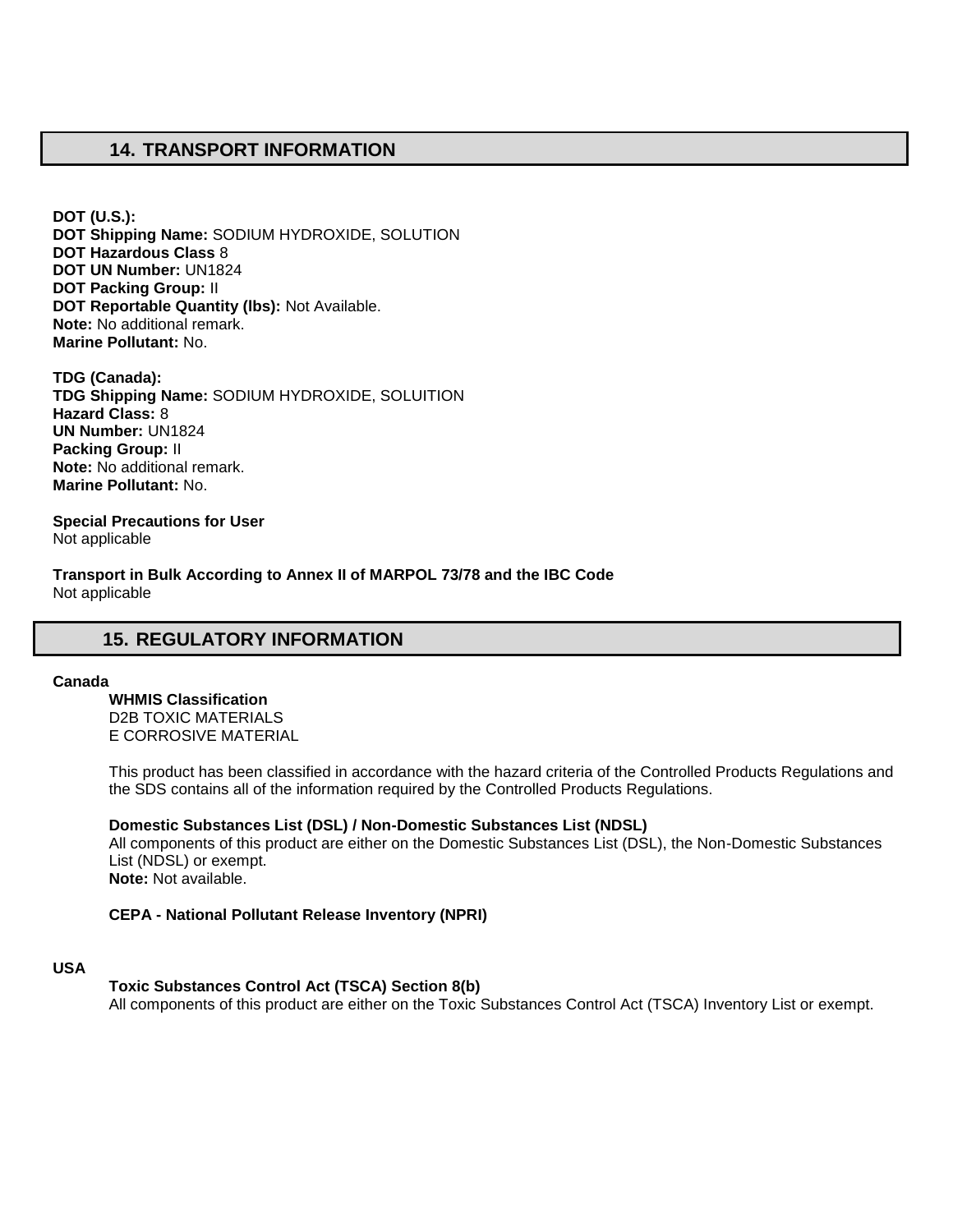## 14. TRANSPORT INFORMATION

**DOT (U.S.):**
**DOT Shipping Name:** SODIUM HYDROXIDE, SOLUTION
**DOT Hazardous Class** 8
**DOT UN Number:** UN1824
**DOT Packing Group:** II
**DOT Reportable Quantity (lbs):** Not Available.
**Note:** No additional remark.
**Marine Pollutant:** No.

**TDG (Canada):**
**TDG Shipping Name:** SODIUM HYDROXIDE, SOLUITION
**Hazard Class:** 8
**UN Number:** UN1824
**Packing Group:** II
**Note:** No additional remark.
**Marine Pollutant:** No.

**Special Precautions for User**
Not applicable

**Transport in Bulk According to Annex II of MARPOL 73/78 and the IBC Code**
Not applicable

## 15. REGULATORY INFORMATION

**Canada**

**WHMIS Classification**
D2B TOXIC MATERIALS
E CORROSIVE MATERIAL

This product has been classified in accordance with the hazard criteria of the Controlled Products Regulations and the SDS contains all of the information required by the Controlled Products Regulations.

**Domestic Substances List (DSL) / Non-Domestic Substances List (NDSL)**
All components of this product are either on the Domestic Substances List (DSL), the Non-Domestic Substances List (NDSL) or exempt.
**Note:** Not available.

**CEPA - National Pollutant Release Inventory (NPRI)**

**USA**

**Toxic Substances Control Act (TSCA) Section 8(b)**
All components of this product are either on the Toxic Substances Control Act (TSCA) Inventory List or exempt.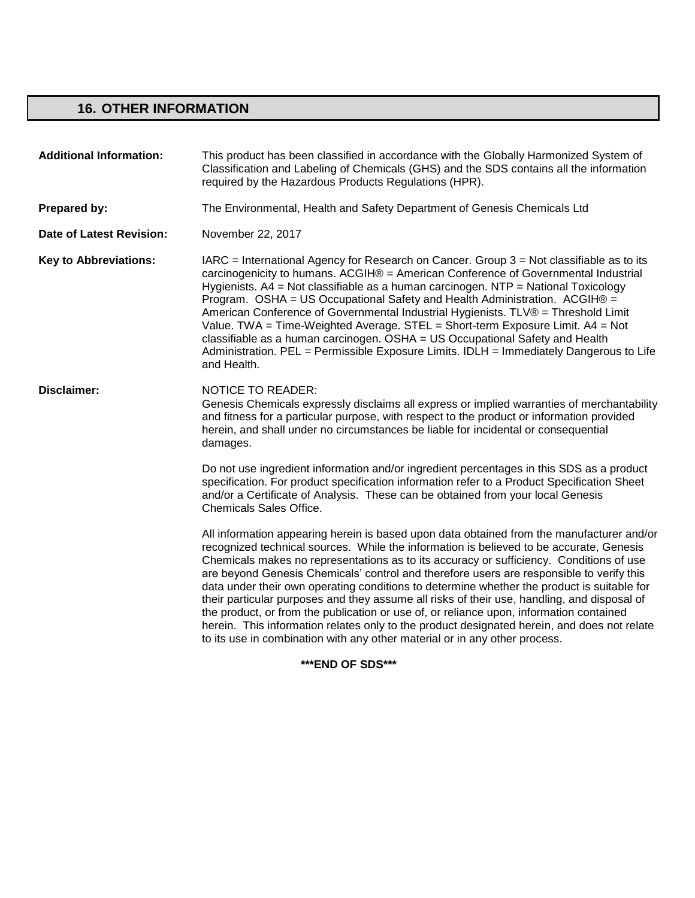## 16. OTHER INFORMATION

**Additional Information:** This product has been classified in accordance with the Globally Harmonized System of Classification and Labeling of Chemicals (GHS) and the SDS contains all the information required by the Hazardous Products Regulations (HPR).

**Prepared by:** The Environmental, Health and Safety Department of Genesis Chemicals Ltd

**Date of Latest Revision:** November 22, 2017

**Key to Abbreviations:** IARC = International Agency for Research on Cancer. Group 3 = Not classifiable as to its carcinogenicity to humans. ACGIH® = American Conference of Governmental Industrial Hygienists. A4 = Not classifiable as a human carcinogen. NTP = National Toxicology Program. OSHA = US Occupational Safety and Health Administration. ACGIH® = American Conference of Governmental Industrial Hygienists. TLV® = Threshold Limit Value. TWA = Time-Weighted Average. STEL = Short-term Exposure Limit. A4 = Not classifiable as a human carcinogen. OSHA = US Occupational Safety and Health Administration. PEL = Permissible Exposure Limits. IDLH = Immediately Dangerous to Life and Health.

**Disclaimer:** NOTICE TO READER:
Genesis Chemicals expressly disclaims all express or implied warranties of merchantability and fitness for a particular purpose, with respect to the product or information provided herein, and shall under no circumstances be liable for incidental or consequential damages.

Do not use ingredient information and/or ingredient percentages in this SDS as a product specification. For product specification information refer to a Product Specification Sheet and/or a Certificate of Analysis. These can be obtained from your local Genesis Chemicals Sales Office.

All information appearing herein is based upon data obtained from the manufacturer and/or recognized technical sources. While the information is believed to be accurate, Genesis Chemicals makes no representations as to its accuracy or sufficiency. Conditions of use are beyond Genesis Chemicals' control and therefore users are responsible to verify this data under their own operating conditions to determine whether the product is suitable for their particular purposes and they assume all risks of their use, handling, and disposal of the product, or from the publication or use of, or reliance upon, information contained herein. This information relates only to the product designated herein, and does not relate to its use in combination with any other material or in any other process.

**\*\*\*END OF SDS\*\*\***